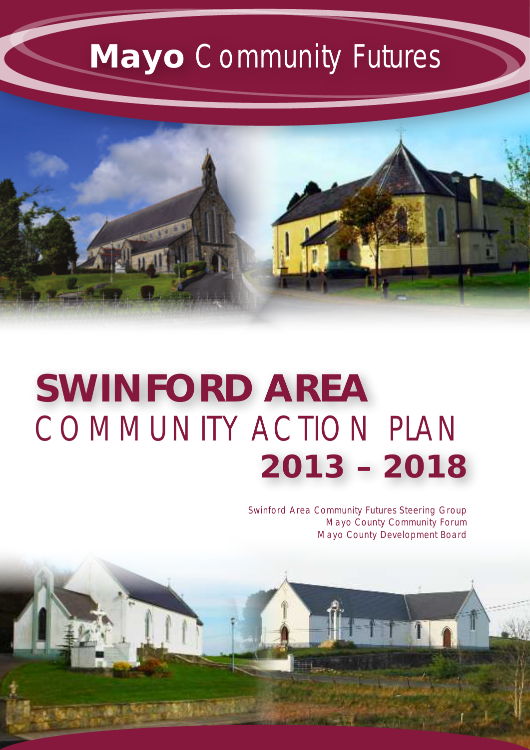# **Mayo** Community Futures

# **SWINFORD AREA**
# COMMUNITY ACTION PLAN
# **2013 – 2018**

Swinford Area Community Futures Steering Group
Mayo County Community Forum
Mayo County Development Board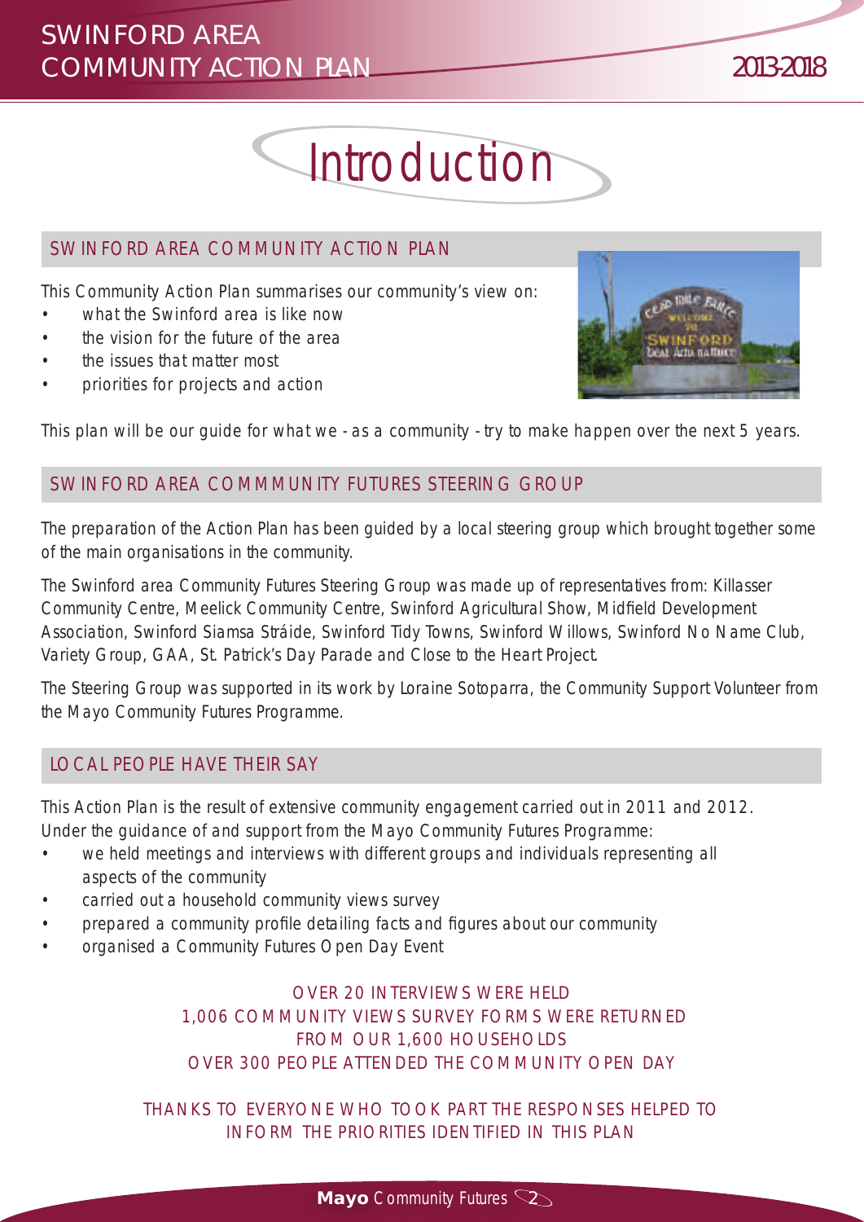# Introduction

## SWINFORD AREA COMMUNITY ACTION PLAN

This Community Action Plan summarises our community's view on:

- what the Swinford area is like now
- the vision for the future of the area
- the issues that matter most
- priorities for projects and action

This plan will be our guide for what we - as a community - try to make happen over the next 5 years.

## SWINFORD AREA COMMMUNITY FUTURES STEERING GROUP

The preparation of the Action Plan has been guided by a local steering group which brought together some of the main organisations in the community.

The Swinford area Community Futures Steering Group was made up of representatives from: Killasser Community Centre, Meelick Community Centre, Swinford Agricultural Show, Midfield Development Association, Swinford Siamsa Stráide, Swinford Tidy Towns, Swinford Willows, Swinford No Name Club, Variety Group, GAA, St. Patrick's Day Parade and Close to the Heart Project.

The Steering Group was supported in its work by Loraine Sotoparra, the Community Support Volunteer from the Mayo Community Futures Programme.

## LOCAL PEOPLE HAVE THEIR SAY

This Action Plan is the result of extensive community engagement carried out in 2011 and 2012. Under the guidance of and support from the Mayo Community Futures Programme:

- we held meetings and interviews with different groups and individuals representing all aspects of the community
- carried out a household community views survey
- prepared a community profile detailing facts and figures about our community
- organised a Community Futures Open Day Event

OVER 20 INTERVIEWS WERE HELD
1,006 COMMUNITY VIEWS SURVEY FORMS WERE RETURNED
FROM OUR 1,600 HOUSEHOLDS
OVER 300 PEOPLE ATTENDED THE COMMUNITY OPEN DAY

THANKS TO EVERYONE WHO TOOK PART THE RESPONSES HELPED TO INFORM THE PRIORITIES IDENTIFIED IN THIS PLAN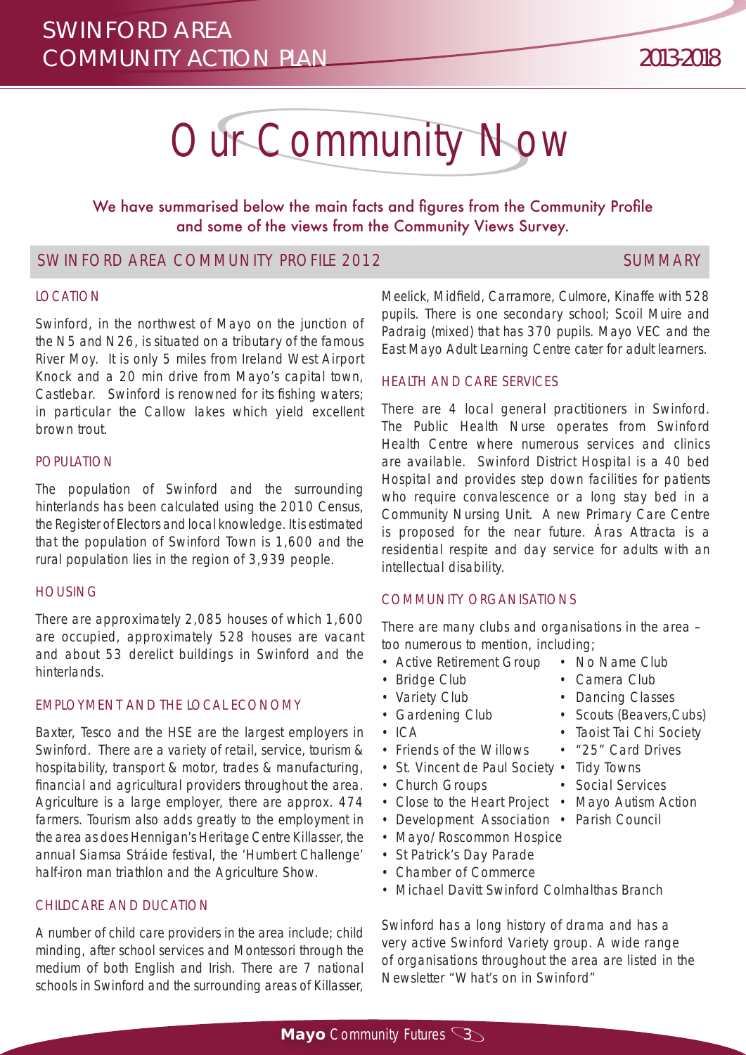# Our Community Now

We have summarised below the main facts and figures from the Community Profile and some of the views from the Community Views Survey.

## SWINFORD AREA COMMUNITY PROFILE 2012 — SUMMARY

### LOCATION

Swinford, in the northwest of Mayo on the junction of the N5 and N26, is situated on a tributary of the famous River Moy. It is only 5 miles from Ireland West Airport Knock and a 20 min drive from Mayo's capital town, Castlebar. Swinford is renowned for its fishing waters; in particular the Callow lakes which yield excellent brown trout.

### POPULATION

The population of Swinford and the surrounding hinterlands has been calculated using the 2010 Census, the Register of Electors and local knowledge. It is estimated that the population of Swinford Town is 1,600 and the rural population lies in the region of 3,939 people.

### HOUSING

There are approximately 2,085 houses of which 1,600 are occupied, approximately 528 houses are vacant and about 53 derelict buildings in Swinford and the hinterlands.

### EMPLOYMENT AND THE LOCAL ECONOMY

Baxter, Tesco and the HSE are the largest employers in Swinford. There are a variety of retail, service, tourism & hospitability, transport & motor, trades & manufacturing, financial and agricultural providers throughout the area. Agriculture is a large employer, there are approx. 474 farmers. Tourism also adds greatly to the employment in the area as does Hennigan's Heritage Centre Killasser, the annual Siamsa Stráide festival, the 'Humbert Challenge' half-iron man triathlon and the Agriculture Show.

### CHILDCARE AND DUCATION

A number of child care providers in the area include; child minding, after school services and Montessori through the medium of both English and Irish. There are 7 national schools in Swinford and the surrounding areas of Killasser, Meelick, Midfield, Carramore, Culmore, Kinaffe with 528 pupils. There is one secondary school; Scoil Muire and Padraig (mixed) that has 370 pupils. Mayo VEC and the East Mayo Adult Learning Centre cater for adult learners.

### HEALTH AND CARE SERVICES

There are 4 local general practitioners in Swinford. The Public Health Nurse operates from Swinford Health Centre where numerous services and clinics are available. Swinford District Hospital is a 40 bed Hospital and provides step down facilities for patients who require convalescence or a long stay bed in a Community Nursing Unit. A new Primary Care Centre is proposed for the near future. Áras Attracta is a residential respite and day service for adults with an intellectual disability.

### COMMUNITY ORGANISATIONS

There are many clubs and organisations in the area – too numerous to mention, including;

- Active Retirement Group
- Bridge Club
- Variety Club
- Gardening Club
- ICA
- Friends of the Willows
- St. Vincent de Paul Society
- Church Groups
- Close to the Heart Project
- Development Association
- Mayo/Roscommon Hospice
- St Patrick's Day Parade
- Chamber of Commerce
- Michael Davitt Swinford Colmhalthas Branch
- No Name Club
- Camera Club
- Dancing Classes
- Scouts (Beavers,Cubs)
- Taoist Tai Chi Society
- "25" Card Drives
- Tidy Towns
- Social Services
- Mayo Autism Action
- Parish Council

Swinford has a long history of drama and has a very active Swinford Variety group. A wide range of organisations throughout the area are listed in the Newsletter "What's on in Swinford"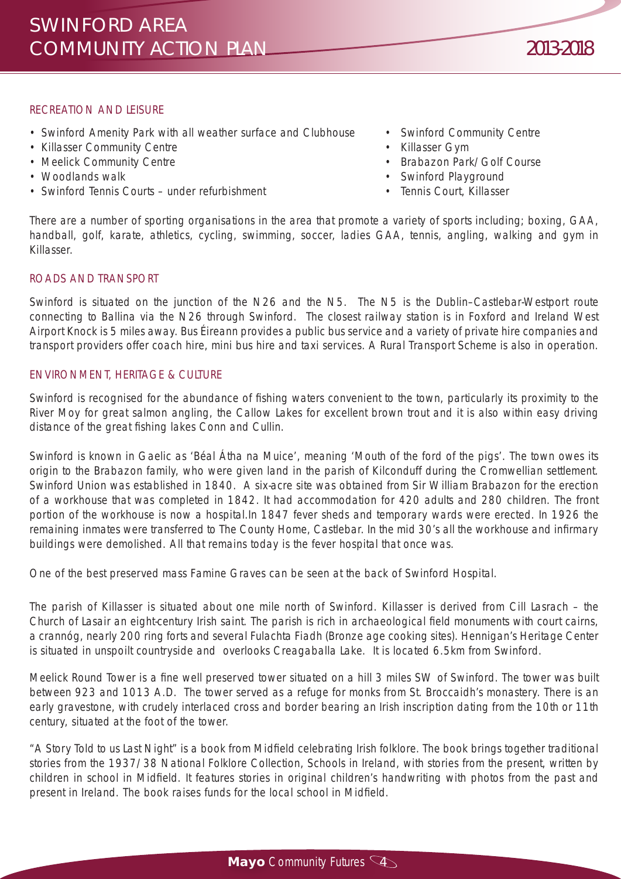## RECREATION AND LEISURE

- Swinford Amenity Park with all weather surface and Clubhouse
- Killasser Community Centre
- Meelick Community Centre
- Woodlands walk
- Swinford Tennis Courts – under refurbishment
- Swinford Community Centre
- Killasser Gym
- Brabazon Park/Golf Course
- Swinford Playground
- Tennis Court, Killasser

There are a number of sporting organisations in the area that promote a variety of sports including; boxing, GAA, handball, golf, karate, athletics, cycling, swimming, soccer, ladies GAA, tennis, angling, walking and gym in Killasser.

## ROADS AND TRANSPORT

Swinford is situated on the junction of the N26 and the N5. The N5 is the Dublin–Castlebar-Westport route connecting to Ballina via the N26 through Swinford. The closest railway station is in Foxford and Ireland West Airport Knock is 5 miles away. Bus Éireann provides a public bus service and a variety of private hire companies and transport providers offer coach hire, mini bus hire and taxi services. A Rural Transport Scheme is also in operation.

## ENVIRONMENT, HERITAGE & CULTURE

Swinford is recognised for the abundance of fishing waters convenient to the town, particularly its proximity to the River Moy for great salmon angling, the Callow Lakes for excellent brown trout and it is also within easy driving distance of the great fishing lakes Conn and Cullin.

Swinford is known in Gaelic as 'Béal Átha na Muice', meaning 'Mouth of the ford of the pigs'. The town owes its origin to the Brabazon family, who were given land in the parish of Kilconduff during the Cromwellian settlement. Swinford Union was established in 1840. A six-acre site was obtained from Sir William Brabazon for the erection of a workhouse that was completed in 1842. It had accommodation for 420 adults and 280 children. The front portion of the workhouse is now a hospital.In 1847 fever sheds and temporary wards were erected. In 1926 the remaining inmates were transferred to The County Home, Castlebar. In the mid 30's all the workhouse and infirmary buildings were demolished. All that remains today is the fever hospital that once was.

One of the best preserved mass Famine Graves can be seen at the back of Swinford Hospital.

The parish of Killasser is situated about one mile north of Swinford. Killasser is derived from Cill Lasrach – the Church of Lasair an eight-century Irish saint. The parish is rich in archaeological field monuments with court cairns, a crannóg, nearly 200 ring forts and several Fulachta Fiadh (Bronze age cooking sites). Hennigan's Heritage Center is situated in unspoilt countryside and overlooks Creagaballa Lake. It is located 6.5km from Swinford.

Meelick Round Tower is a fine well preserved tower situated on a hill 3 miles SW of Swinford. The tower was built between 923 and 1013 A.D. The tower served as a refuge for monks from St. Broccaidh's monastery. There is an early gravestone, with crudely interlaced cross and border bearing an Irish inscription dating from the 10th or 11th century, situated at the foot of the tower.

"A Story Told to us Last Night" is a book from Midfield celebrating Irish folklore. The book brings together traditional stories from the 1937/38 National Folklore Collection, Schools in Ireland, with stories from the present, written by children in school in Midfield. It features stories in original children's handwriting with photos from the past and present in Ireland. The book raises funds for the local school in Midfield.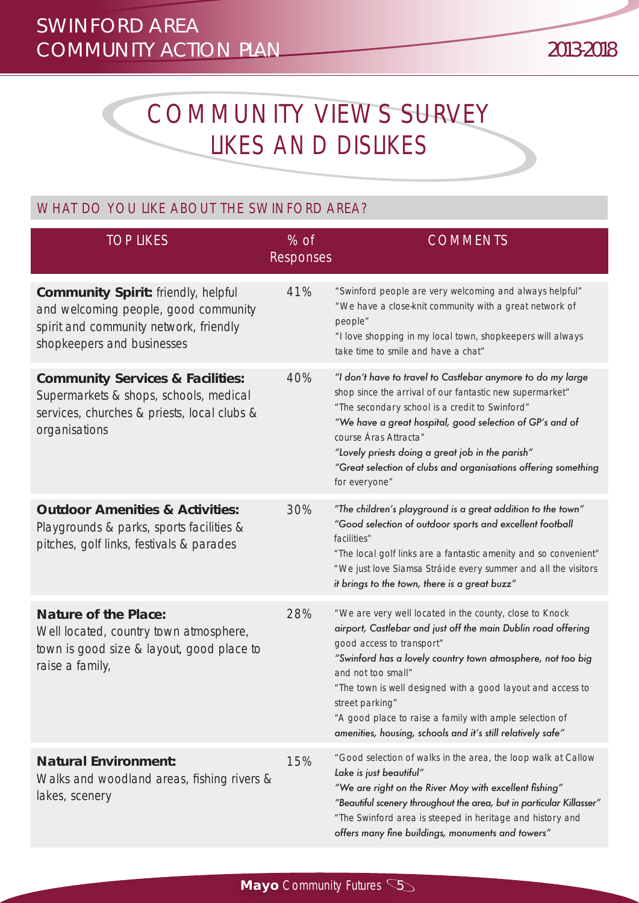# COMMUNITY VIEWS SURVEY LIKES AND DISLIKES

## WHAT DO YOU LIKE ABOUT THE SWINFORD AREA?

| TOP LIKES | % of Responses | COMMENTS |
|---|---|---|
| **Community Spirit:** friendly, helpful and welcoming people, good community spirit and community network, friendly shopkeepers and businesses | 41% | "Swinford people are very welcoming and always helpful"<br>"We have a close-knit community with a great network of people"<br>"I love shopping in my local town, shopkeepers will always take time to smile and have a chat" |
| **Community Services & Facilities:** Supermarkets & shops, schools, medical services, churches & priests, local clubs & organisations | 40% | "I don't have to travel to Castlebar anymore to do my large shop since the arrival of our fantastic new supermarket"<br>"The secondary school is a credit to Swinford"<br>"We have a great hospital, good selection of GP's and of course Áras Attracta"<br>"Lovely priests doing a great job in the parish"<br>"Great selection of clubs and organisations offering something for everyone" |
| **Outdoor Amenities & Activities:** Playgrounds & parks, sports facilities & pitches, golf links, festivals & parades | 30% | "The children's playground is a great addition to the town"<br>"Good selection of outdoor sports and excellent football facilities"<br>"The local golf links are a fantastic amenity and so convenient"<br>"We just love Siamsa Stráide every summer and all the visitors it brings to the town, there is a great buzz" |
| **Nature of the Place:** Well located, country town atmosphere, town is good size & layout, good place to raise a family, | 28% | "We are very well located in the county, close to Knock airport, Castlebar and just off the main Dublin road offering good access to transport"<br>"Swinford has a lovely country town atmosphere, not too big and not too small"<br>"The town is well designed with a good layout and access to street parking"<br>"A good place to raise a family with ample selection of amenities, housing, schools and it's still relatively safe" |
| **Natural Environment:** Walks and woodland areas, fishing rivers & lakes, scenery | 15% | "Good selection of walks in the area, the loop walk at Callow Lake is just beautiful"<br>"We are right on the River Moy with excellent fishing"<br>"Beautiful scenery throughout the area, but in particular Killasser"<br>"The Swinford area is steeped in heritage and history and offers many fine buildings, monuments and towers" |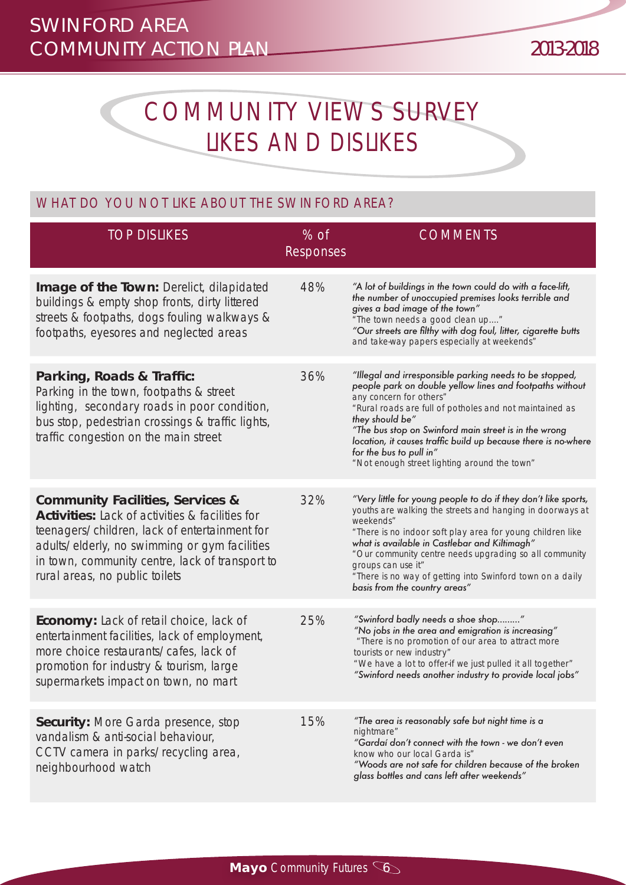# COMMUNITY VIEWS SURVEY
# LIKES AND DISLIKES

## WHAT DO YOU NOT LIKE ABOUT THE SWINFORD AREA?

| TOP DISLIKES | % of Responses | COMMENTS |
|---|---|---|
| **Image of the Town:** Derelict, dilapidated buildings & empty shop fronts, dirty littered streets & footpaths, dogs fouling walkways & footpaths, eyesores and neglected areas | 48% | *"A lot of buildings in the town could do with a face-lift, the number of unoccupied premises looks terrible and gives a bad image of the town"* "The town needs a good clean up...." *"Our streets are filthy with dog foul, litter, cigarette butts* and take-way papers especially at weekends" |
| **Parking, Roads & Traffic:** Parking in the town, footpaths & street lighting, secondary roads in poor condition, bus stop, pedestrian crossings & traffic lights, traffic congestion on the main street | 36% | *"Illegal and irresponsible parking needs to be stopped, people park on double yellow lines and footpaths without* any concern for others" "Rural roads are full of potholes and not maintained as *they should be"* *"The bus stop on Swinford main street is in the wrong location, it causes traffic build up because there is no-where for the bus to pull in"* "Not enough street lighting around the town" |
| **Community Facilities, Services & Activities:** Lack of activities & facilities for teenagers/children, lack of entertainment for adults/elderly, no swimming or gym facilities in town, community centre, lack of transport to rural areas, no public toilets | 32% | *"Very little for young people to do if they don't like sports,* youths are walking the streets and hanging in doorways at weekends" "There is no indoor soft play area for young children like *what is available in Castlebar and Kiltimagh"* "Our community centre needs upgrading so all community groups can use it" "There is no way of getting into Swinford town on a daily *basis from the country areas"* |
| **Economy:** Lack of retail choice, lack of entertainment facilities, lack of employment, more choice restaurants/cafes, lack of promotion for industry & tourism, large supermarkets impact on town, no mart | 25% | *"Swinford badly needs a shoe shop........."* *"No jobs in the area and emigration is increasing"* "There is no promotion of our area to attract more tourists or new industry" "We have a lot to offer-if we just pulled it all together" *"Swinford needs another industry to provide local jobs"* |
| **Security:** More Garda presence, stop vandalism & anti-social behaviour, CCTV camera in parks/recycling area, neighbourhood watch | 15% | *"The area is reasonably safe but night time is a* nightmare" *"Gardaí don't connect with the town - we don't even* know who our local Garda is" *"Woods are not safe for children because of the broken glass bottles and cans left after weekends"* |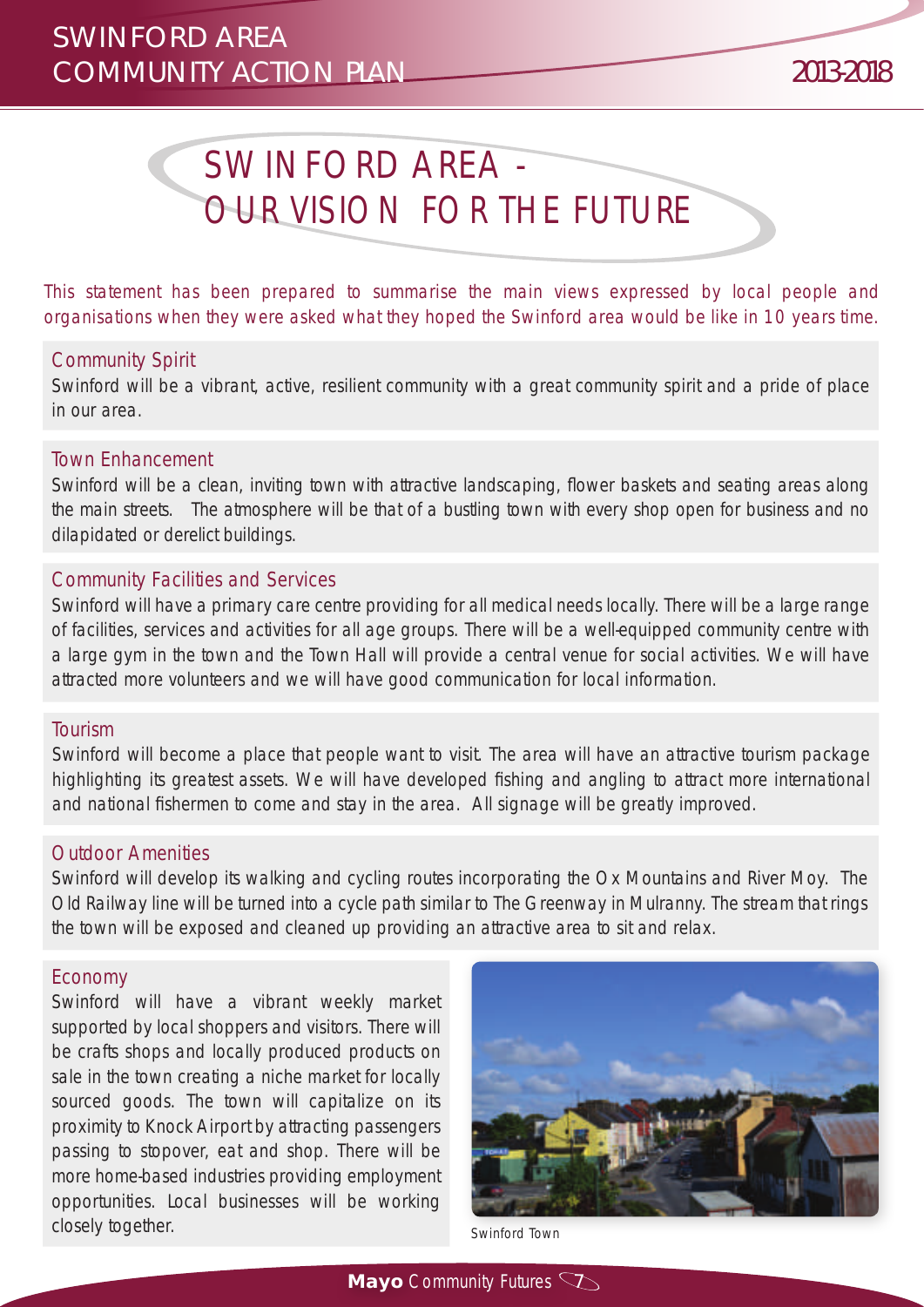# SWINFORD AREA - OUR VISION FOR THE FUTURE

*This statement has been prepared to summarise the main views expressed by local people and organisations when they were asked what they hoped the Swinford area would be like in 10 years time.*

## Community Spirit

Swinford will be a vibrant, active, resilient community with a great community spirit and a pride of place in our area.

## Town Enhancement

Swinford will be a clean, inviting town with attractive landscaping, flower baskets and seating areas along the main streets. The atmosphere will be that of a bustling town with every shop open for business and no dilapidated or derelict buildings.

## Community Facilities and Services

Swinford will have a primary care centre providing for all medical needs locally. There will be a large range of facilities, services and activities for all age groups. There will be a well-equipped community centre with a large gym in the town and the Town Hall will provide a central venue for social activities. We will have attracted more volunteers and we will have good communication for local information.

## Tourism

Swinford will become a place that people want to visit. The area will have an attractive tourism package highlighting its greatest assets. We will have developed fishing and angling to attract more international and national fishermen to come and stay in the area. All signage will be greatly improved.

## Outdoor Amenities

Swinford will develop its walking and cycling routes incorporating the Ox Mountains and River Moy. The Old Railway line will be turned into a cycle path similar to The Greenway in Mulranny. The stream that rings the town will be exposed and cleaned up providing an attractive area to sit and relax.

## Economy

Swinford will have a vibrant weekly market supported by local shoppers and visitors. There will be crafts shops and locally produced products on sale in the town creating a niche market for locally sourced goods. The town will capitalize on its proximity to Knock Airport by attracting passengers passing to stopover, eat and shop. There will be more home-based industries providing employment opportunities. Local businesses will be working closely together.

Swinford Town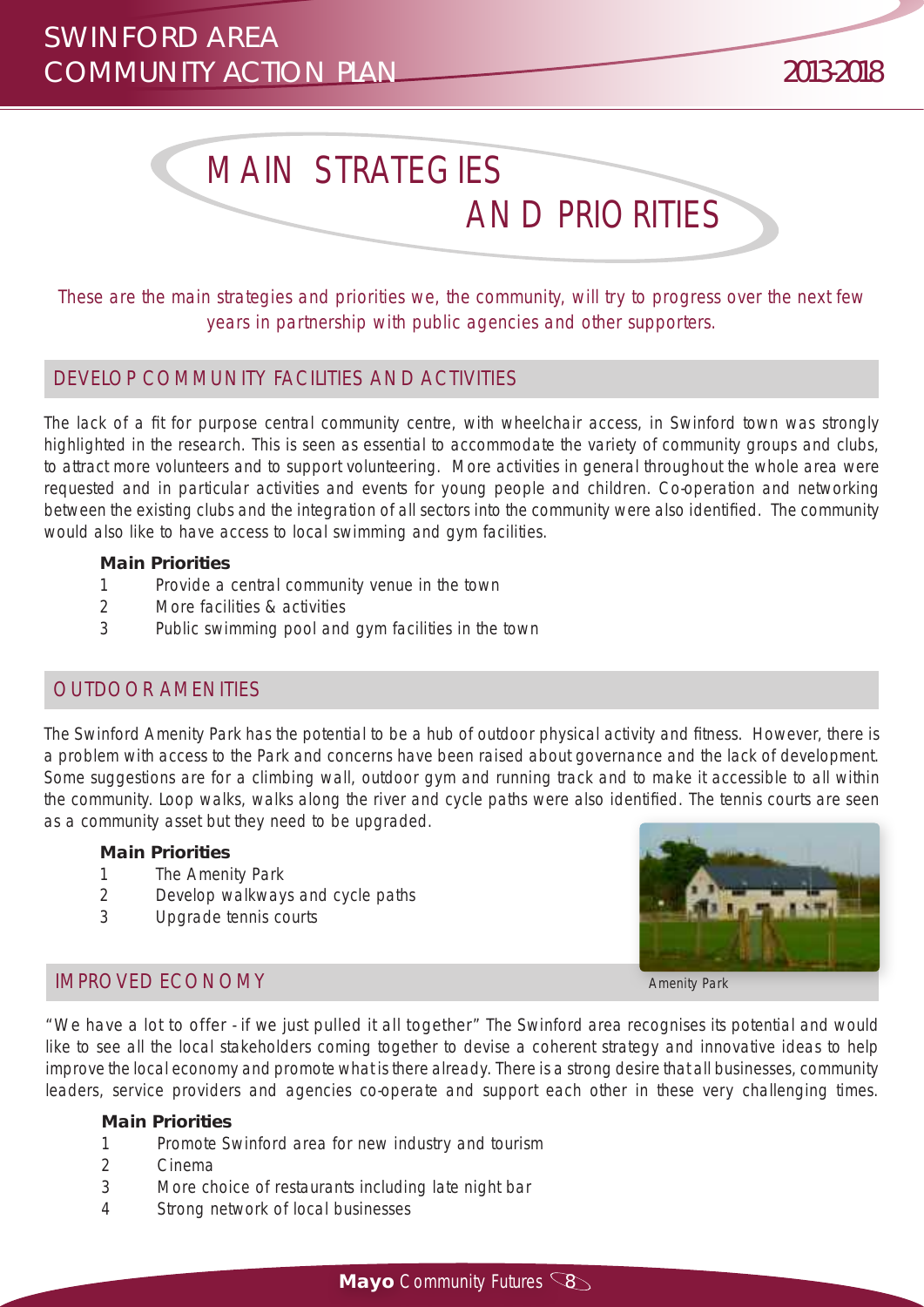# MAIN STRATEGIES AND PRIORITIES

*These are the main strategies and priorities we, the community, will try to progress over the next few years in partnership with public agencies and other supporters.*

## DEVELOP COMMUNITY FACILITIES AND ACTIVITIES

The lack of a fit for purpose central community centre, with wheelchair access, in Swinford town was strongly highlighted in the research. This is seen as essential to accommodate the variety of community groups and clubs, to attract more volunteers and to support volunteering. More activities in general throughout the whole area were requested and in particular activities and events for young people and children. Co-operation and networking between the existing clubs and the integration of all sectors into the community were also identified. The community would also like to have access to local swimming and gym facilities.

**Main Priorities**

1. Provide a central community venue in the town
2. More facilities & activities
3. Public swimming pool and gym facilities in the town

## OUTDOOR AMENITIES

The Swinford Amenity Park has the potential to be a hub of outdoor physical activity and fitness. However, there is a problem with access to the Park and concerns have been raised about governance and the lack of development. Some suggestions are for a climbing wall, outdoor gym and running track and to make it accessible to all within the community. Loop walks, walks along the river and cycle paths were also identified. The tennis courts are seen as a community asset but they need to be upgraded.

**Main Priorities**

1. The Amenity Park
2. Develop walkways and cycle paths
3. Upgrade tennis courts

Amenity Park

## IMPROVED ECONOMY

"We have a lot to offer - if we just pulled it all together" The Swinford area recognises its potential and would like to see all the local stakeholders coming together to devise a coherent strategy and innovative ideas to help improve the local economy and promote what is there already. There is a strong desire that all businesses, community leaders, service providers and agencies co-operate and support each other in these very challenging times.

**Main Priorities**

1. Promote Swinford area for new industry and tourism
2. Cinema
3. More choice of restaurants including late night bar
4. Strong network of local businesses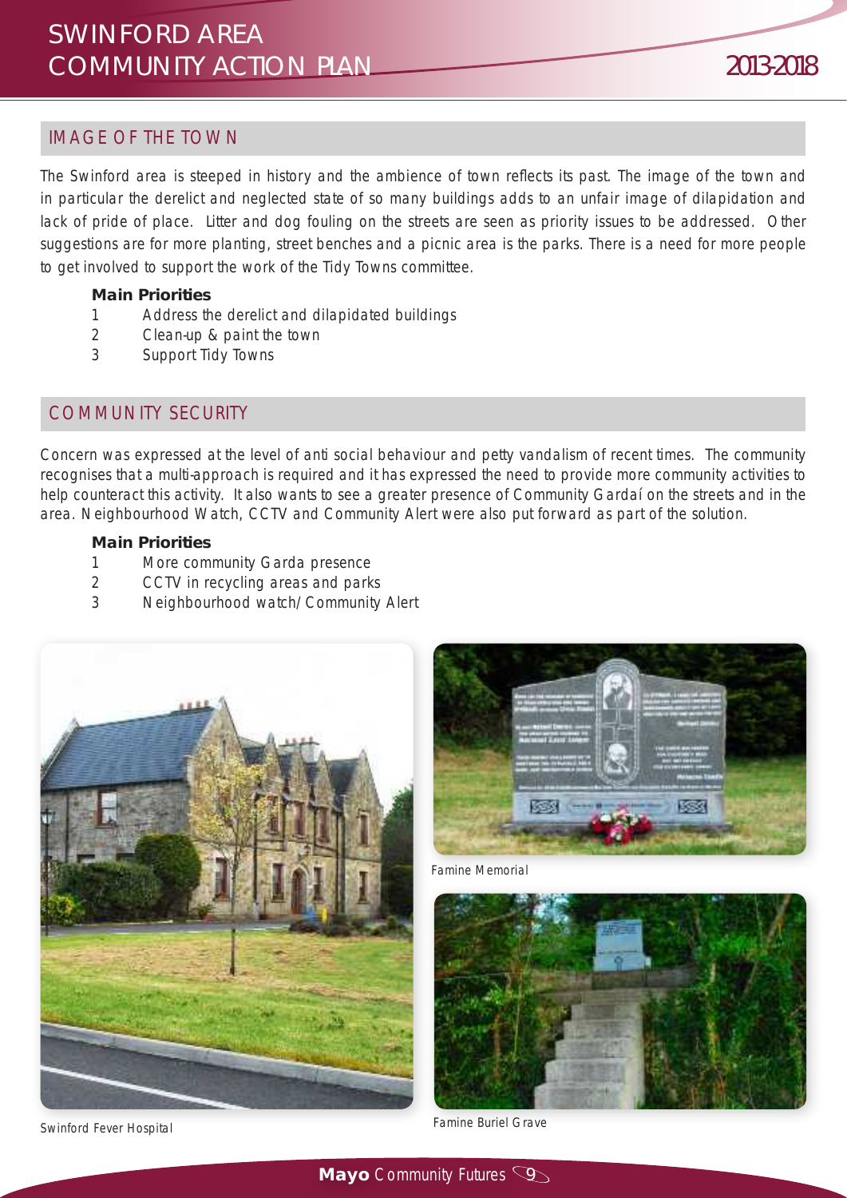## IMAGE OF THE TOWN

The Swinford area is steeped in history and the ambience of town reflects its past. The image of the town and in particular the derelict and neglected state of so many buildings adds to an unfair image of dilapidation and lack of pride of place. Litter and dog fouling on the streets are seen as priority issues to be addressed. Other suggestions are for more planting, street benches and a picnic area is the parks. There is a need for more people to get involved to support the work of the Tidy Towns committee.

**Main Priorities**

1. Address the derelict and dilapidated buildings
2. Clean-up & paint the town
3. Support Tidy Towns

## COMMUNITY SECURITY

Concern was expressed at the level of anti social behaviour and petty vandalism of recent times. The community recognises that a multi-approach is required and it has expressed the need to provide more community activities to help counteract this activity. It also wants to see a greater presence of Community Gardaí on the streets and in the area. Neighbourhood Watch, CCTV and Community Alert were also put forward as part of the solution.

**Main Priorities**

1. More community Garda presence
2. CCTV in recycling areas and parks
3. Neighbourhood watch/Community Alert

Swinford Fever Hospital

Famine Memorial

Famine Buriel Grave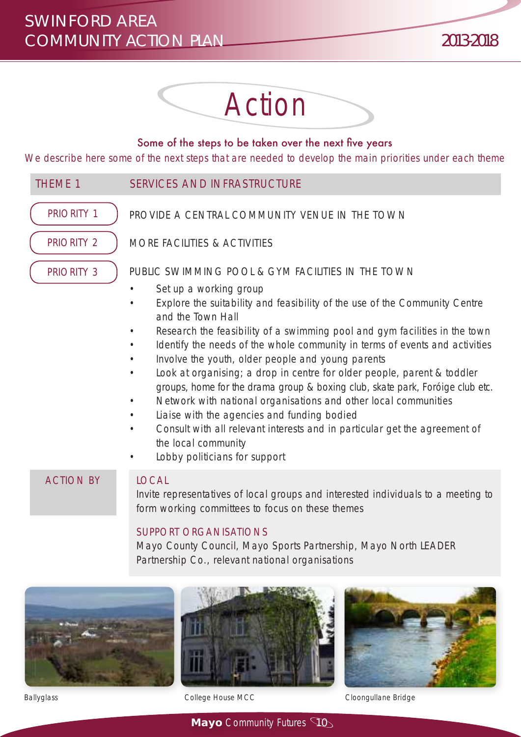# Action

## Some of the steps to be taken over the next five years

*We describe here some of the next steps that are needed to develop the main priorities under each theme*

### THEME 1 — SERVICES AND INFRASTRUCTURE

**PRIORITY 1** — PROVIDE A CENTRAL COMMUNITY VENUE IN THE TOWN

**PRIORITY 2** — MORE FACILITIES & ACTIVITIES

**PRIORITY 3** — PUBLIC SWIMMING POOL & GYM FACILITIES IN THE TOWN

- Set up a working group
- Explore the suitability and feasibility of the use of the Community Centre and the Town Hall
- Research the feasibility of a swimming pool and gym facilities in the town
- Identify the needs of the whole community in terms of events and activities
- Involve the youth, older people and young parents
- Look at organising; a drop in centre for older people, parent & toddler groups, home for the drama group & boxing club, skate park, Foróige club etc.
- Network with national organisations and other local communities
- Liaise with the agencies and funding bodied
- Consult with all relevant interests and in particular get the agreement of the local community
- Lobby politicians for support

**ACTION BY**

**LOCAL**
Invite representatives of local groups and interested individuals to a meeting to form working committees to focus on these themes

**SUPPORT ORGANISATIONS**
Mayo County Council, Mayo Sports Partnership, Mayo North LEADER Partnership Co., relevant national organisations

Ballyglass

College House MCC

Cloongullane Bridge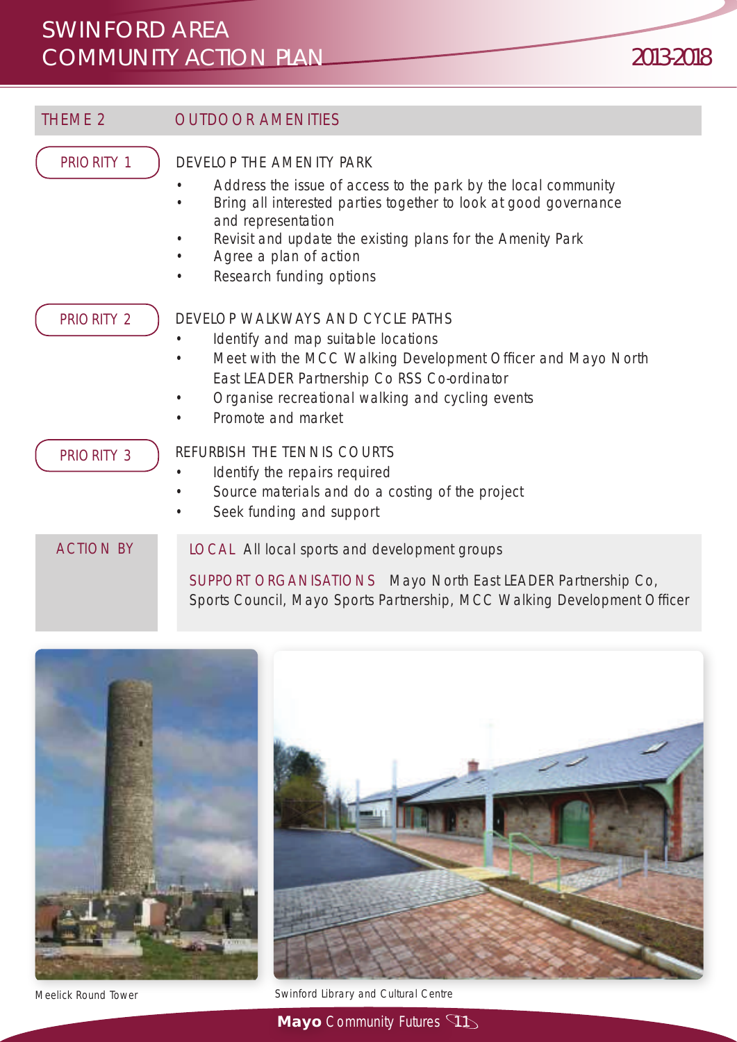## THEME 2 OUTDOOR AMENITIES

**PRIORITY 1**

### DEVELOP THE AMENITY PARK

- Address the issue of access to the park by the local community
- Bring all interested parties together to look at good governance and representation
- Revisit and update the existing plans for the Amenity Park
- Agree a plan of action
- Research funding options

**PRIORITY 2**

### DEVELOP WALKWAYS AND CYCLE PATHS

- Identify and map suitable locations
- Meet with the MCC Walking Development Officer and Mayo North East LEADER Partnership Co RSS Co-ordinator
- Organise recreational walking and cycling events
- Promote and market

**PRIORITY 3**

### REFURBISH THE TENNIS COURTS

- Identify the repairs required
- Source materials and do a costing of the project
- Seek funding and support

**ACTION BY**

LOCAL All local sports and development groups

SUPPORT ORGANISATIONS Mayo North East LEADER Partnership Co, Sports Council, Mayo Sports Partnership, MCC Walking Development Officer

Meelick Round Tower

Swinford Library and Cultural Centre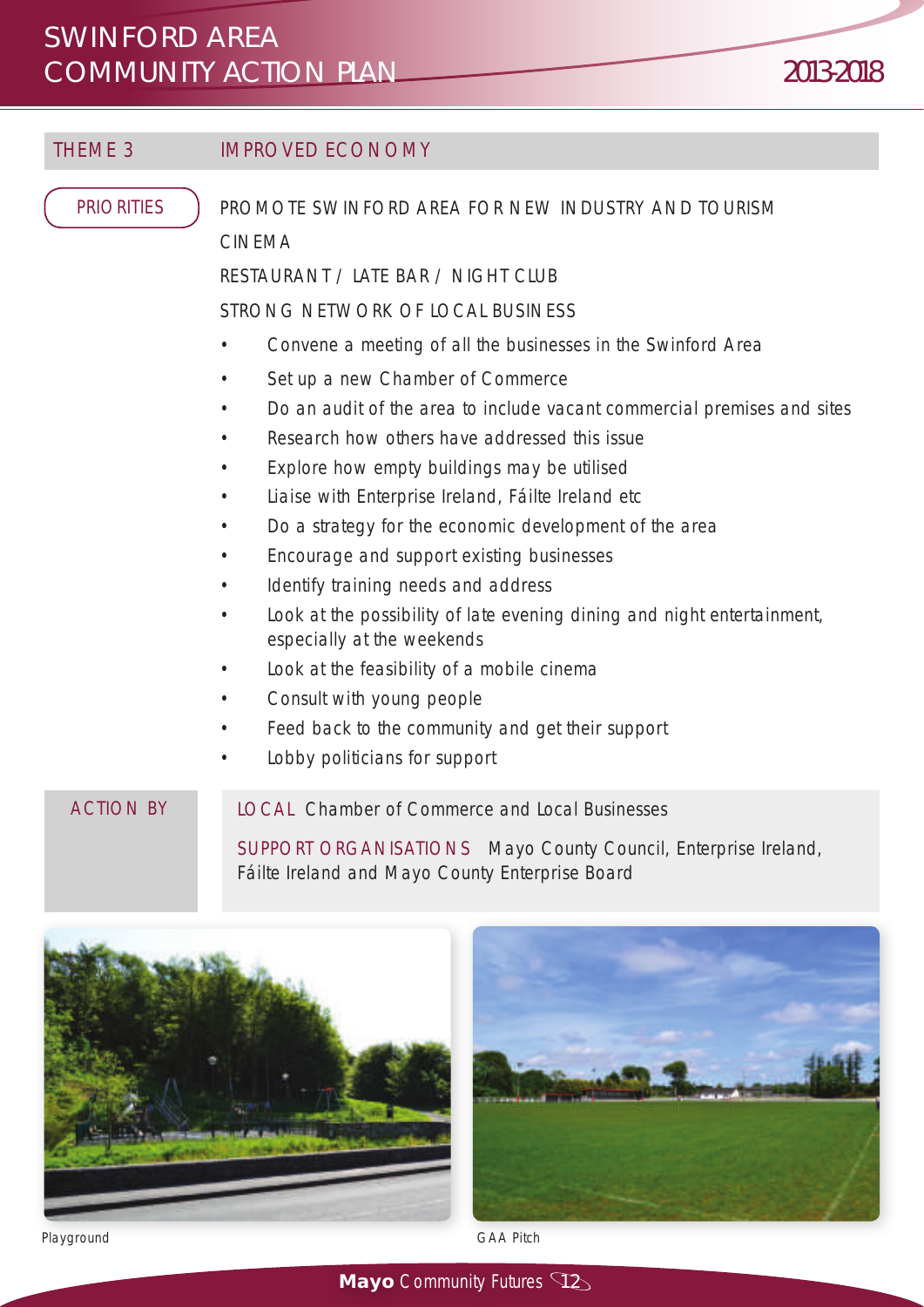## THEME 3 IMPROVED ECONOMY

**PRIORITIES**

PROMOTE SWINFORD AREA FOR NEW INDUSTRY AND TOURISM

CINEMA

RESTAURANT / LATE BAR / NIGHT CLUB

STRONG NETWORK OF LOCAL BUSINESS

- Convene a meeting of all the businesses in the Swinford Area
- Set up a new Chamber of Commerce
- Do an audit of the area to include vacant commercial premises and sites
- Research how others have addressed this issue
- Explore how empty buildings may be utilised
- Liaise with Enterprise Ireland, Fáilte Ireland etc
- Do a strategy for the economic development of the area
- Encourage and support existing businesses
- Identify training needs and address
- Look at the possibility of late evening dining and night entertainment, especially at the weekends
- Look at the feasibility of a mobile cinema
- Consult with young people
- Feed back to the community and get their support
- Lobby politicians for support

**ACTION BY**

LOCAL Chamber of Commerce and Local Businesses

SUPPORT ORGANISATIONS Mayo County Council, Enterprise Ireland, Fáilte Ireland and Mayo County Enterprise Board

Playground

GAA Pitch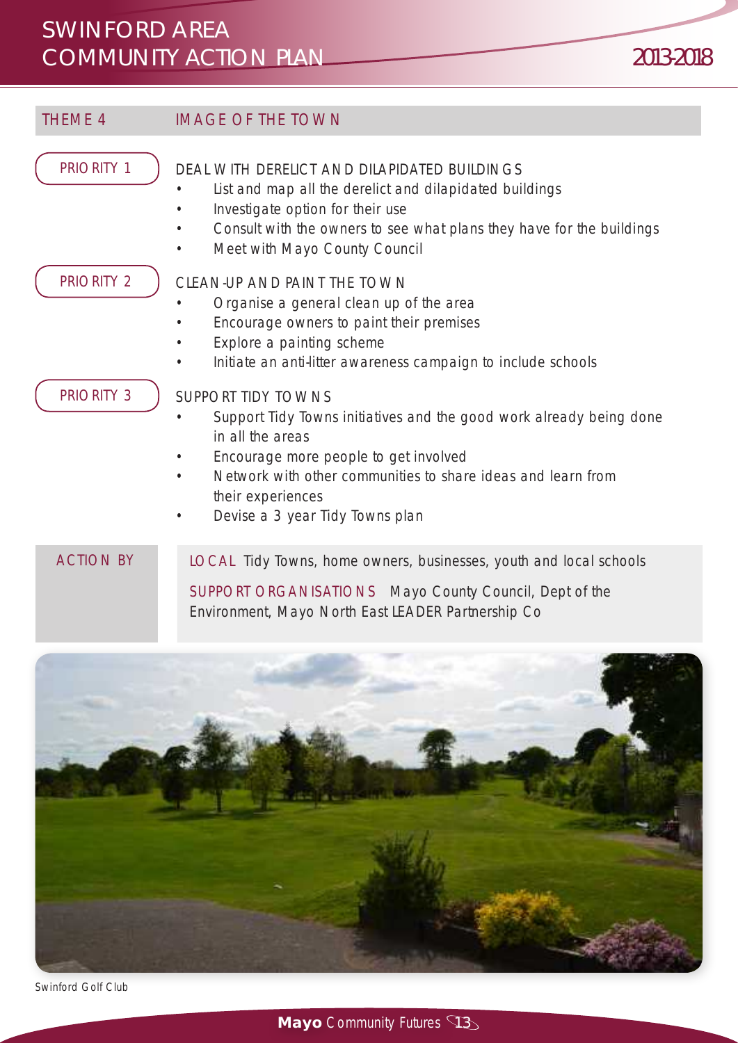## THEME 4 IMAGE OF THE TOWN

### PRIORITY 1

DEAL WITH DERELICT AND DILAPIDATED BUILDINGS

- List and map all the derelict and dilapidated buildings
- Investigate option for their use
- Consult with the owners to see what plans they have for the buildings
- Meet with Mayo County Council

### PRIORITY 2

CLEAN-UP AND PAINT THE TOWN

- Organise a general clean up of the area
- Encourage owners to paint their premises
- Explore a painting scheme
- Initiate an anti-litter awareness campaign to include schools

### PRIORITY 3

SUPPORT TIDY TOWNS

- Support Tidy Towns initiatives and the good work already being done in all the areas
- Encourage more people to get involved
- Network with other communities to share ideas and learn from their experiences
- Devise a 3 year Tidy Towns plan

### ACTION BY

LOCAL Tidy Towns, home owners, businesses, youth and local schools

SUPPORT ORGANISATIONS Mayo County Council, Dept of the Environment, Mayo North East LEADER Partnership Co

Swinford Golf Club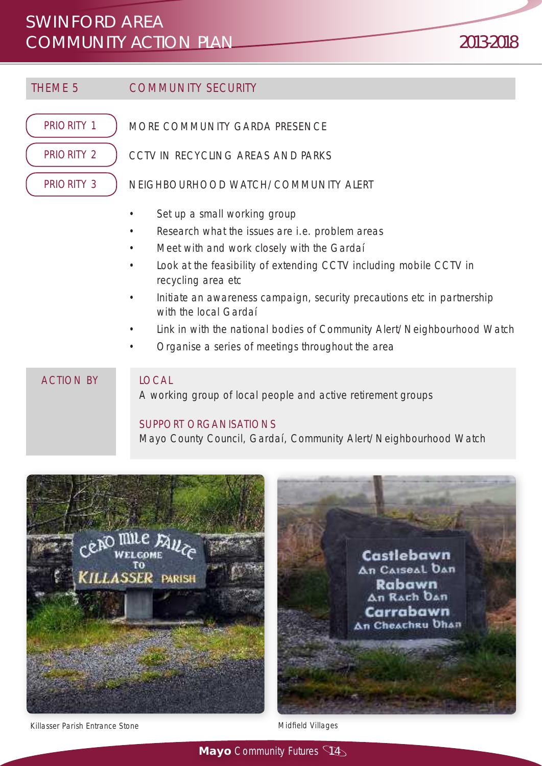## THEME 5 COMMUNITY SECURITY

**PRIORITY 1** MORE COMMUNITY GARDA PRESENCE

**PRIORITY 2** CCTV IN RECYCLING AREAS AND PARKS

**PRIORITY 3** NEIGHBOURHOOD WATCH/COMMUNITY ALERT

- Set up a small working group
- Research what the issues are i.e. problem areas
- Meet with and work closely with the Gardaí
- Look at the feasibility of extending CCTV including mobile CCTV in recycling area etc
- Initiate an awareness campaign, security precautions etc in partnership with the local Gardaí
- Link in with the national bodies of Community Alert/Neighbourhood Watch
- Organise a series of meetings throughout the area

**ACTION BY**

LOCAL
A working group of local people and active retirement groups

SUPPORT ORGANISATIONS
Mayo County Council, Gardaí, Community Alert/Neighbourhood Watch

Killasser Parish Entrance Stone

Midfield Villages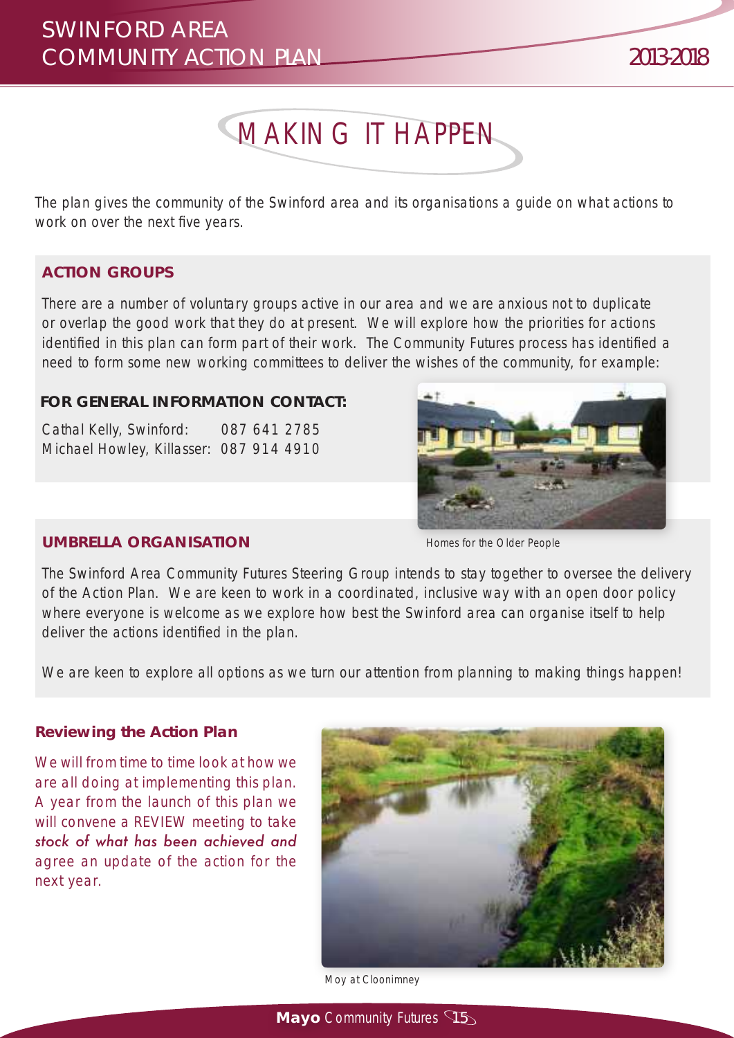# MAKING IT HAPPEN

The plan gives the community of the Swinford area and its organisations a guide on what actions to work on over the next five years.

## ACTION GROUPS

There are a number of voluntary groups active in our area and we are anxious not to duplicate or overlap the good work that they do at present. We will explore how the priorities for actions identified in this plan can form part of their work. The Community Futures process has identified a need to form some new working committees to deliver the wishes of the community, for example:

**FOR GENERAL INFORMATION CONTACT:**

Cathal Kelly, Swinford: 087 641 2785
Michael Howley, Killasser: 087 914 4910

Homes for the Older People

## UMBRELLA ORGANISATION

The Swinford Area Community Futures Steering Group intends to stay together to oversee the delivery of the Action Plan. We are keen to work in a coordinated, inclusive way with an open door policy where everyone is welcome as we explore how best the Swinford area can organise itself to help deliver the actions identified in the plan.

We are keen to explore all options as we turn our attention from planning to making things happen!

## Reviewing the Action Plan

We will from time to time look at how we are all doing at implementing this plan. A year from the launch of this plan we will convene a REVIEW meeting to take *stock of what has been achieved and* agree an update of the action for the next year.

Moy at Cloonimney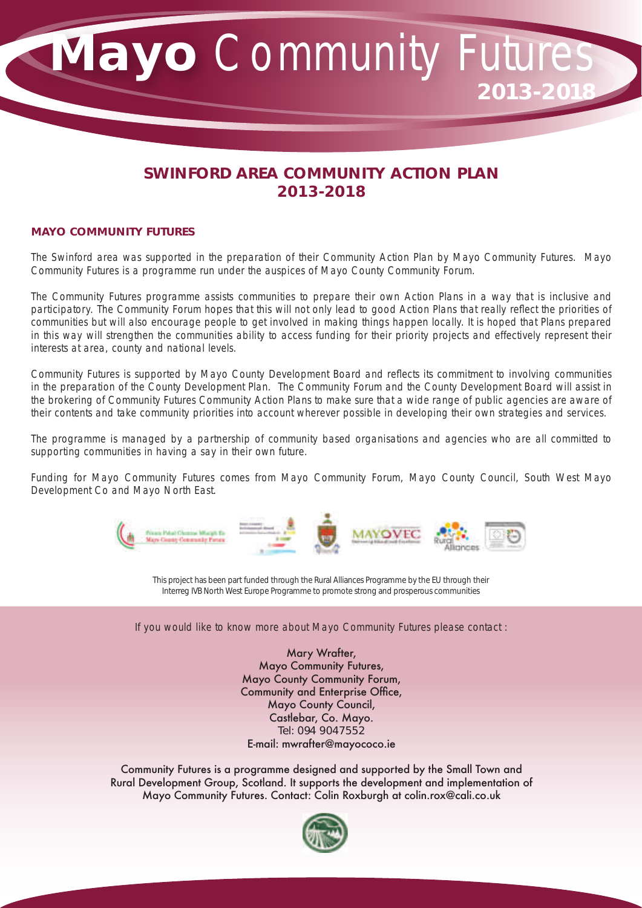# Mayo Community Futures 2013-2018

## SWINFORD AREA COMMUNITY ACTION PLAN 2013-2018

### MAYO COMMUNITY FUTURES

The Swinford area was supported in the preparation of their Community Action Plan by Mayo Community Futures. Mayo Community Futures is a programme run under the auspices of Mayo County Community Forum.

The Community Futures programme assists communities to prepare their own Action Plans in a way that is inclusive and participatory. The Community Forum hopes that this will not only lead to good Action Plans that really reflect the priorities of communities but will also encourage people to get involved in making things happen locally. It is hoped that Plans prepared in this way will strengthen the communities ability to access funding for their priority projects and effectively represent their interests at area, county and national levels.

Community Futures is supported by Mayo County Development Board and reflects its commitment to involving communities in the preparation of the County Development Plan. The Community Forum and the County Development Board will assist in the brokering of Community Futures Community Action Plans to make sure that a wide range of public agencies are aware of their contents and take community priorities into account wherever possible in developing their own strategies and services.

The programme is managed by a partnership of community based organisations and agencies who are all committed to supporting communities in having a say in their own future.

Funding for Mayo Community Futures comes from Mayo Community Forum, Mayo County Council, South West Mayo Development Co and Mayo North East.

This project has been part funded through the Rural Alliances Programme by the EU through their Interreg IVB North West Europe Programme to promote strong and prosperous communities

If you would like to know more about Mayo Community Futures please contact :

Mary Wrafter,
Mayo Community Futures,
Mayo County Community Forum,
Community and Enterprise Office,
Mayo County Council,
Castlebar, Co. Mayo.
Tel: 094 9047552
E-mail: mwrafter@mayococo.ie

Community Futures is a programme designed and supported by the Small Town and Rural Development Group, Scotland. It supports the development and implementation of Mayo Community Futures. Contact: Colin Roxburgh at colin.rox@cali.co.uk